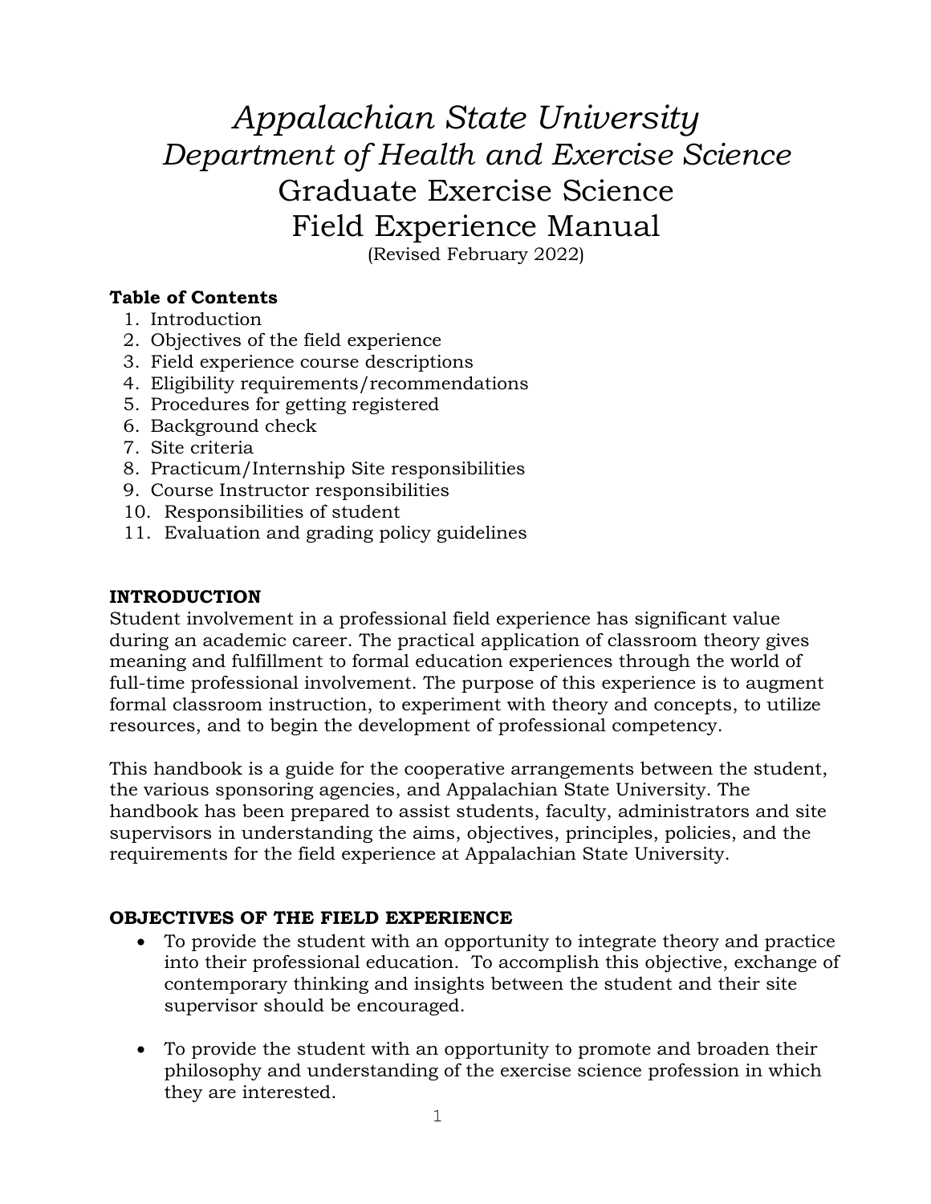# *Appalachian State University*
## *Department of Health and Exercise Science*
## Graduate Exercise Science
## Field Experience Manual

(Revised February 2022)

**Table of Contents**

1. Introduction
2. Objectives of the field experience
3. Field experience course descriptions
4. Eligibility requirements/recommendations
5. Procedures for getting registered
6. Background check
7. Site criteria
8. Practicum/Internship Site responsibilities
9. Course Instructor responsibilities
10. Responsibilities of student
11. Evaluation and grading policy guidelines

### INTRODUCTION

Student involvement in a professional field experience has significant value during an academic career. The practical application of classroom theory gives meaning and fulfillment to formal education experiences through the world of full-time professional involvement. The purpose of this experience is to augment formal classroom instruction, to experiment with theory and concepts, to utilize resources, and to begin the development of professional competency.

This handbook is a guide for the cooperative arrangements between the student, the various sponsoring agencies, and Appalachian State University. The handbook has been prepared to assist students, faculty, administrators and site supervisors in understanding the aims, objectives, principles, policies, and the requirements for the field experience at Appalachian State University.

### OBJECTIVES OF THE FIELD EXPERIENCE

- To provide the student with an opportunity to integrate theory and practice into their professional education. To accomplish this objective, exchange of contemporary thinking and insights between the student and their site supervisor should be encouraged.
- To provide the student with an opportunity to promote and broaden their philosophy and understanding of the exercise science profession in which they are interested.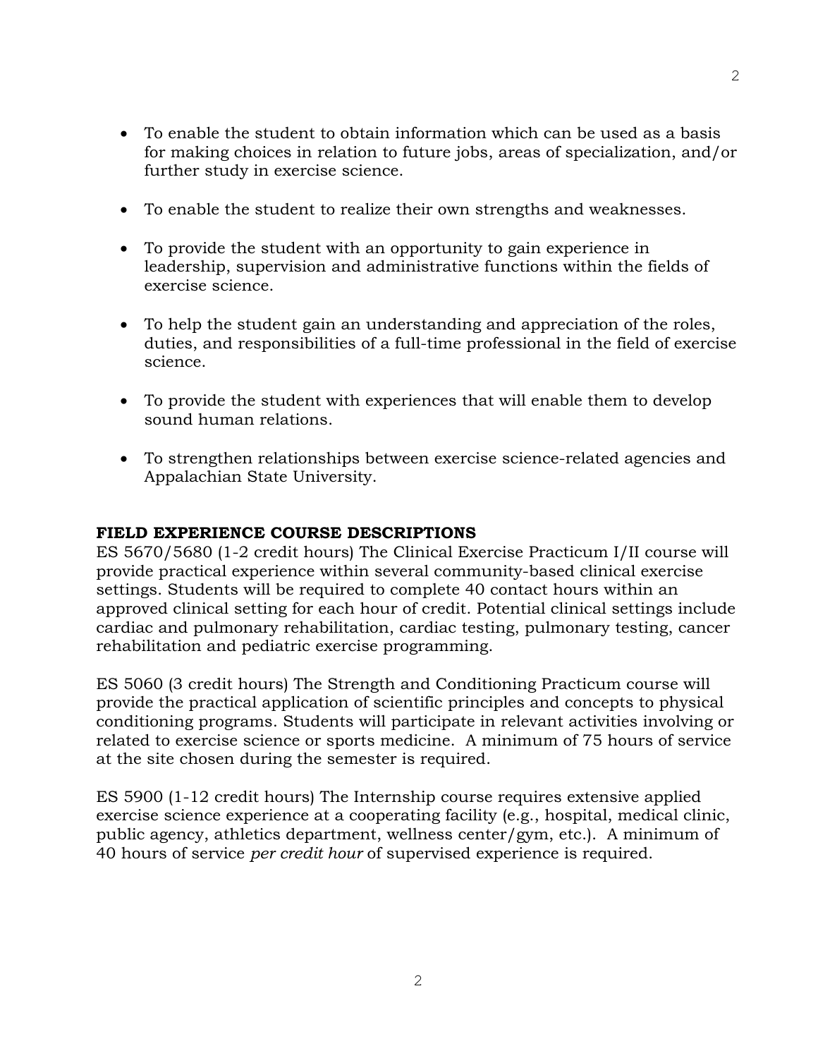- To enable the student to obtain information which can be used as a basis for making choices in relation to future jobs, areas of specialization, and/or further study in exercise science.

- To enable the student to realize their own strengths and weaknesses.

- To provide the student with an opportunity to gain experience in leadership, supervision and administrative functions within the fields of exercise science.

- To help the student gain an understanding and appreciation of the roles, duties, and responsibilities of a full-time professional in the field of exercise science.

- To provide the student with experiences that will enable them to develop sound human relations.

- To strengthen relationships between exercise science-related agencies and Appalachian State University.

**FIELD EXPERIENCE COURSE DESCRIPTIONS**

ES 5670/5680 (1-2 credit hours) The Clinical Exercise Practicum I/II course will provide practical experience within several community-based clinical exercise settings. Students will be required to complete 40 contact hours within an approved clinical setting for each hour of credit. Potential clinical settings include cardiac and pulmonary rehabilitation, cardiac testing, pulmonary testing, cancer rehabilitation and pediatric exercise programming.

ES 5060 (3 credit hours) The Strength and Conditioning Practicum course will provide the practical application of scientific principles and concepts to physical conditioning programs. Students will participate in relevant activities involving or related to exercise science or sports medicine. A minimum of 75 hours of service at the site chosen during the semester is required.

ES 5900 (1-12 credit hours) The Internship course requires extensive applied exercise science experience at a cooperating facility (e.g., hospital, medical clinic, public agency, athletics department, wellness center/gym, etc.). A minimum of 40 hours of service *per credit hour* of supervised experience is required.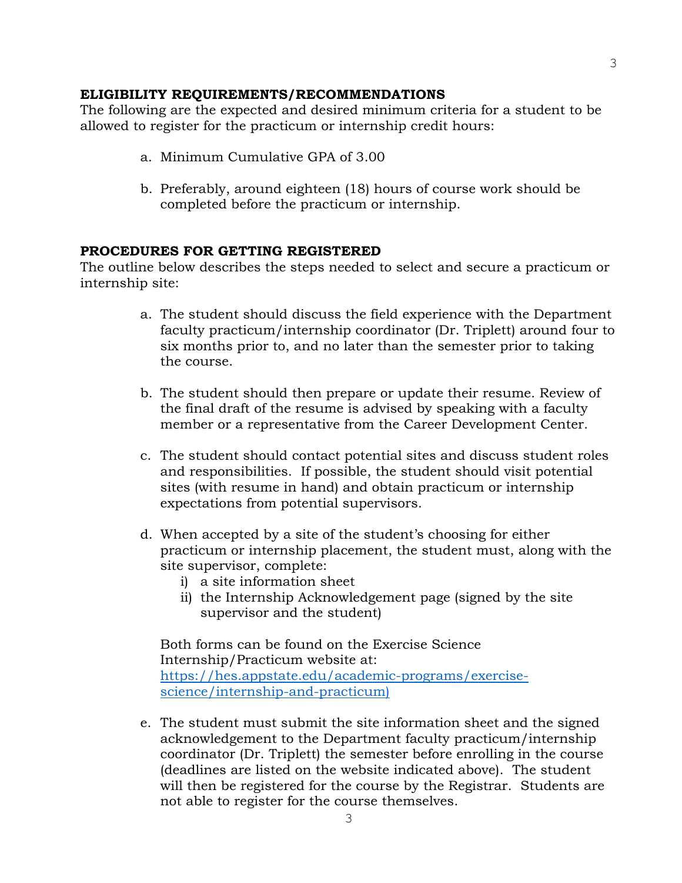**ELIGIBILITY REQUIREMENTS/RECOMMENDATIONS**

The following are the expected and desired minimum criteria for a student to be allowed to register for the practicum or internship credit hours:

a. Minimum Cumulative GPA of 3.00

b. Preferably, around eighteen (18) hours of course work should be completed before the practicum or internship.

**PROCEDURES FOR GETTING REGISTERED**

The outline below describes the steps needed to select and secure a practicum or internship site:

a. The student should discuss the field experience with the Department faculty practicum/internship coordinator (Dr. Triplett) around four to six months prior to, and no later than the semester prior to taking the course.

b. The student should then prepare or update their resume. Review of the final draft of the resume is advised by speaking with a faculty member or a representative from the Career Development Center.

c. The student should contact potential sites and discuss student roles and responsibilities. If possible, the student should visit potential sites (with resume in hand) and obtain practicum or internship expectations from potential supervisors.

d. When accepted by a site of the student's choosing for either practicum or internship placement, the student must, along with the site supervisor, complete:
   i) a site information sheet
   ii) the Internship Acknowledgement page (signed by the site supervisor and the student)

   Both forms can be found on the Exercise Science Internship/Practicum website at: [https://hes.appstate.edu/academic-programs/exercise-science/internship-and-practicum)](https://hes.appstate.edu/academic-programs/exercise-science/internship-and-practicum)

e. The student must submit the site information sheet and the signed acknowledgement to the Department faculty practicum/internship coordinator (Dr. Triplett) the semester before enrolling in the course (deadlines are listed on the website indicated above). The student will then be registered for the course by the Registrar. Students are not able to register for the course themselves.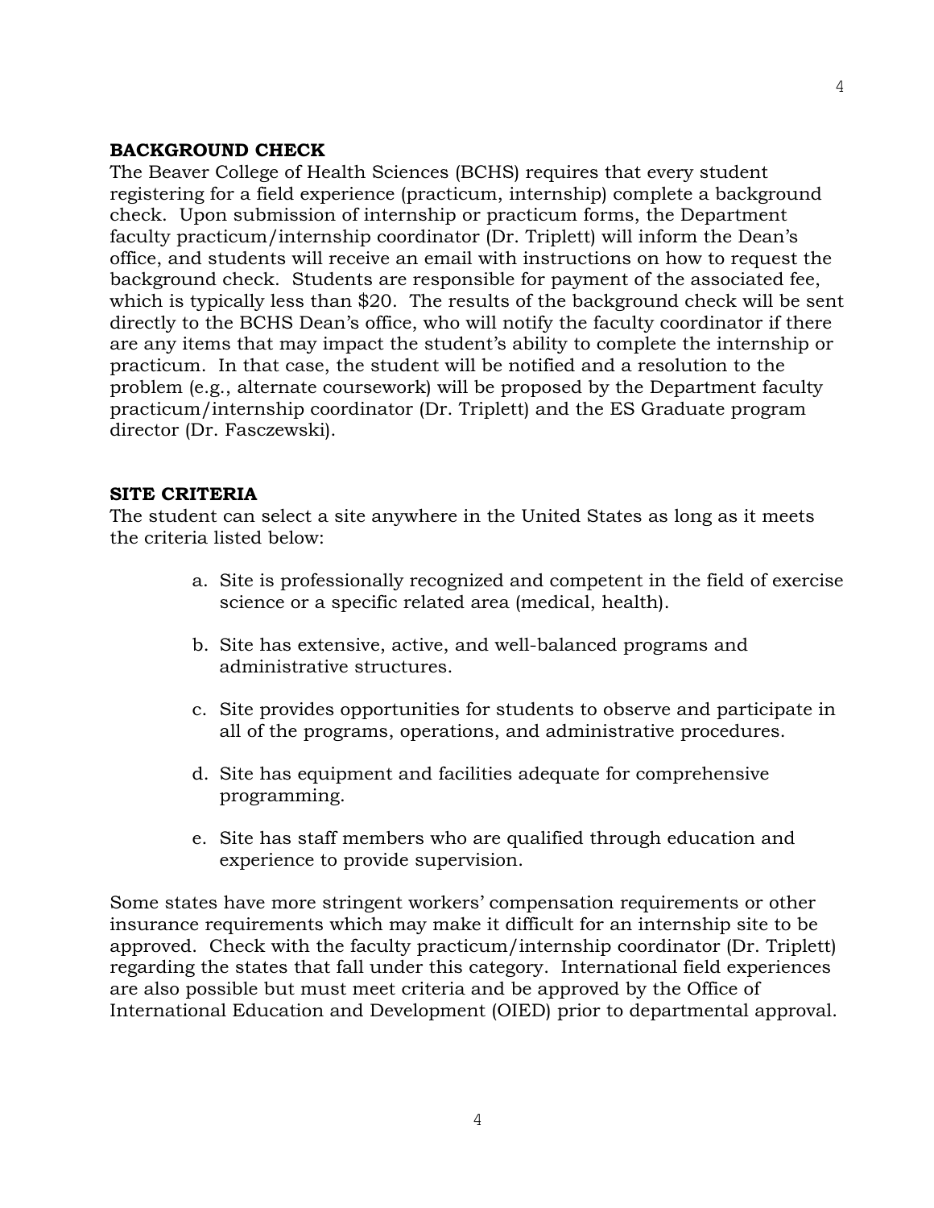**BACKGROUND CHECK**

The Beaver College of Health Sciences (BCHS) requires that every student registering for a field experience (practicum, internship) complete a background check. Upon submission of internship or practicum forms, the Department faculty practicum/internship coordinator (Dr. Triplett) will inform the Dean's office, and students will receive an email with instructions on how to request the background check. Students are responsible for payment of the associated fee, which is typically less than $20. The results of the background check will be sent directly to the BCHS Dean's office, who will notify the faculty coordinator if there are any items that may impact the student's ability to complete the internship or practicum. In that case, the student will be notified and a resolution to the problem (e.g., alternate coursework) will be proposed by the Department faculty practicum/internship coordinator (Dr. Triplett) and the ES Graduate program director (Dr. Fasczewski).

**SITE CRITERIA**

The student can select a site anywhere in the United States as long as it meets the criteria listed below:

a. Site is professionally recognized and competent in the field of exercise science or a specific related area (medical, health).

b. Site has extensive, active, and well-balanced programs and administrative structures.

c. Site provides opportunities for students to observe and participate in all of the programs, operations, and administrative procedures.

d. Site has equipment and facilities adequate for comprehensive programming.

e. Site has staff members who are qualified through education and experience to provide supervision.

Some states have more stringent workers' compensation requirements or other insurance requirements which may make it difficult for an internship site to be approved. Check with the faculty practicum/internship coordinator (Dr. Triplett) regarding the states that fall under this category. International field experiences are also possible but must meet criteria and be approved by the Office of International Education and Development (OIED) prior to departmental approval.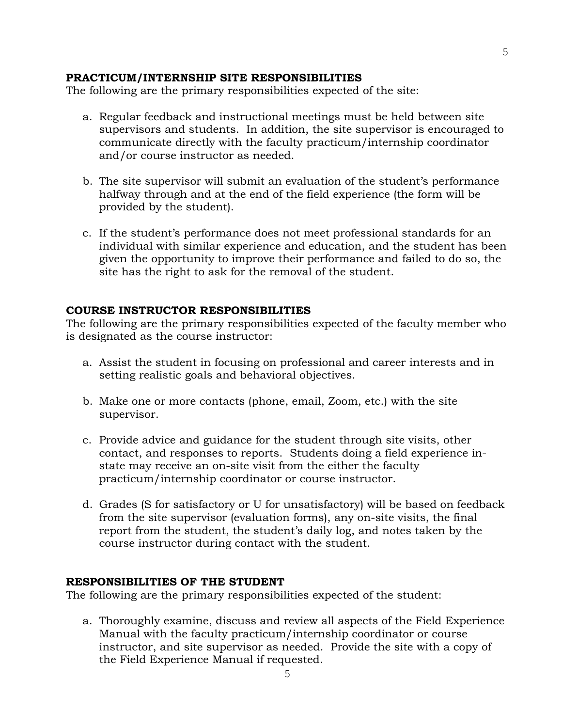## PRACTICUM/INTERNSHIP SITE RESPONSIBILITIES

The following are the primary responsibilities expected of the site:

a. Regular feedback and instructional meetings must be held between site supervisors and students. In addition, the site supervisor is encouraged to communicate directly with the faculty practicum/internship coordinator and/or course instructor as needed.

b. The site supervisor will submit an evaluation of the student's performance halfway through and at the end of the field experience (the form will be provided by the student).

c. If the student's performance does not meet professional standards for an individual with similar experience and education, and the student has been given the opportunity to improve their performance and failed to do so, the site has the right to ask for the removal of the student.

## COURSE INSTRUCTOR RESPONSIBILITIES

The following are the primary responsibilities expected of the faculty member who is designated as the course instructor:

a. Assist the student in focusing on professional and career interests and in setting realistic goals and behavioral objectives.

b. Make one or more contacts (phone, email, Zoom, etc.) with the site supervisor.

c. Provide advice and guidance for the student through site visits, other contact, and responses to reports. Students doing a field experience in-state may receive an on-site visit from the either the faculty practicum/internship coordinator or course instructor.

d. Grades (S for satisfactory or U for unsatisfactory) will be based on feedback from the site supervisor (evaluation forms), any on-site visits, the final report from the student, the student's daily log, and notes taken by the course instructor during contact with the student.

## RESPONSIBILITIES OF THE STUDENT

The following are the primary responsibilities expected of the student:

a. Thoroughly examine, discuss and review all aspects of the Field Experience Manual with the faculty practicum/internship coordinator or course instructor, and site supervisor as needed. Provide the site with a copy of the Field Experience Manual if requested.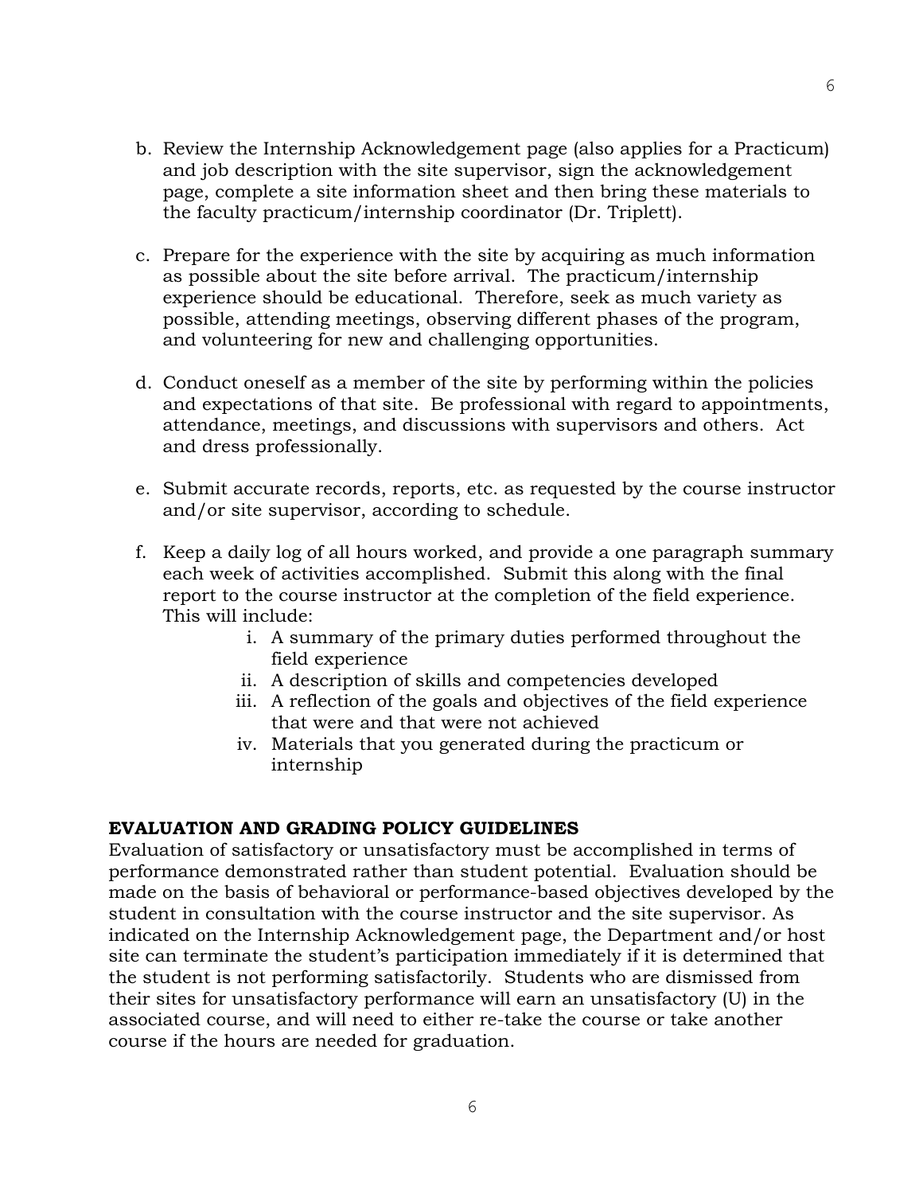b. Review the Internship Acknowledgement page (also applies for a Practicum) and job description with the site supervisor, sign the acknowledgement page, complete a site information sheet and then bring these materials to the faculty practicum/internship coordinator (Dr. Triplett).

c. Prepare for the experience with the site by acquiring as much information as possible about the site before arrival. The practicum/internship experience should be educational. Therefore, seek as much variety as possible, attending meetings, observing different phases of the program, and volunteering for new and challenging opportunities.

d. Conduct oneself as a member of the site by performing within the policies and expectations of that site. Be professional with regard to appointments, attendance, meetings, and discussions with supervisors and others. Act and dress professionally.

e. Submit accurate records, reports, etc. as requested by the course instructor and/or site supervisor, according to schedule.

f. Keep a daily log of all hours worked, and provide a one paragraph summary each week of activities accomplished. Submit this along with the final report to the course instructor at the completion of the field experience. This will include:

    i. A summary of the primary duties performed throughout the field experience
    ii. A description of skills and competencies developed
    iii. A reflection of the goals and objectives of the field experience that were and that were not achieved
    iv. Materials that you generated during the practicum or internship

**EVALUATION AND GRADING POLICY GUIDELINES**

Evaluation of satisfactory or unsatisfactory must be accomplished in terms of performance demonstrated rather than student potential. Evaluation should be made on the basis of behavioral or performance-based objectives developed by the student in consultation with the course instructor and the site supervisor. As indicated on the Internship Acknowledgement page, the Department and/or host site can terminate the student's participation immediately if it is determined that the student is not performing satisfactorily. Students who are dismissed from their sites for unsatisfactory performance will earn an unsatisfactory (U) in the associated course, and will need to either re-take the course or take another course if the hours are needed for graduation.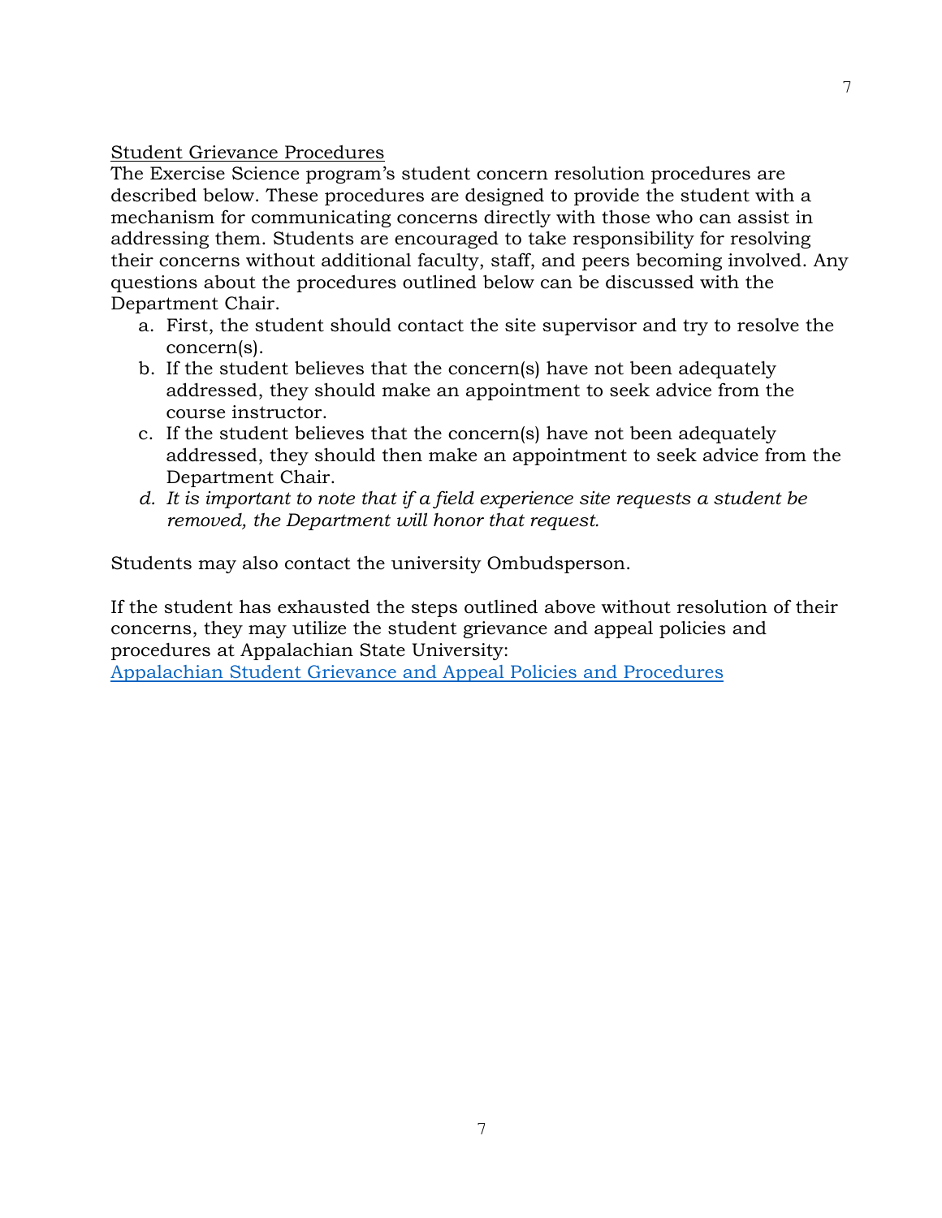Student Grievance Procedures

The Exercise Science program's student concern resolution procedures are described below. These procedures are designed to provide the student with a mechanism for communicating concerns directly with those who can assist in addressing them. Students are encouraged to take responsibility for resolving their concerns without additional faculty, staff, and peers becoming involved. Any questions about the procedures outlined below can be discussed with the Department Chair.

a. First, the student should contact the site supervisor and try to resolve the concern(s).
b. If the student believes that the concern(s) have not been adequately addressed, they should make an appointment to seek advice from the course instructor.
c. If the student believes that the concern(s) have not been adequately addressed, they should then make an appointment to seek advice from the Department Chair.
d. *It is important to note that if a field experience site requests a student be removed, the Department will honor that request.*

Students may also contact the university Ombudsperson.

If the student has exhausted the steps outlined above without resolution of their concerns, they may utilize the student grievance and appeal policies and procedures at Appalachian State University:
Appalachian Student Grievance and Appeal Policies and Procedures